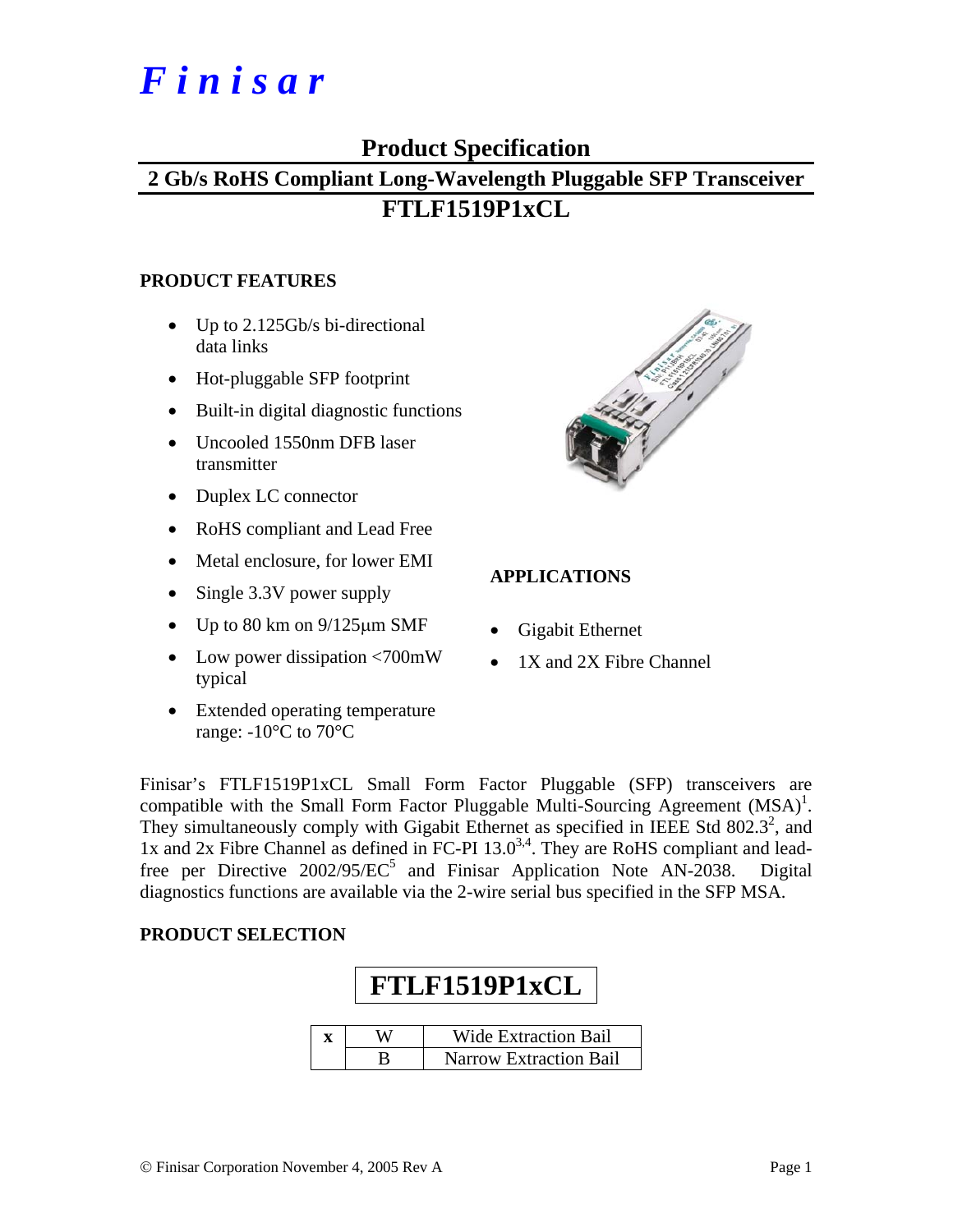*Finisar*

# Product Specification

## 2 Gb/s RoHS Compliant Long-Wavelength Pluggable SFP Transceiver

## FTLF1519P1xCL

### PRODUCT FEATURES

- Up to 2.125Gb/s bi-directional data links
- Hot-pluggable SFP footprint
- Built-in digital diagnostic functions
- Uncooled 1550nm DFB laser transmitter
- Duplex LC connector
- RoHS compliant and Lead Free
- Metal enclosure, for lower EMI
- Single 3.3V power supply
- Up to 80 km on 9/125μm SMF
- Low power dissipation <700mW typical
- Extended operating temperature range: -10°C to 70°C

### APPLICATIONS

- Gigabit Ethernet
- 1X and 2X Fibre Channel

Finisar's FTLF1519P1xCL Small Form Factor Pluggable (SFP) transceivers are compatible with the Small Form Factor Pluggable Multi-Sourcing Agreement (MSA)[1]. They simultaneously comply with Gigabit Ethernet as specified in IEEE Std 802.3[2], and 1x and 2x Fibre Channel as defined in FC-PI 13.0[3,4]. They are RoHS compliant and lead-free per Directive 2002/95/EC[5] and Finisar Application Note AN-2038. Digital diagnostics functions are available via the 2-wire serial bus specified in the SFP MSA.

### PRODUCT SELECTION

**FTLF1519P1xCL**

| | | |
|---|---|---|
| **x** | W | Wide Extraction Bail |
| | B | Narrow Extraction Bail |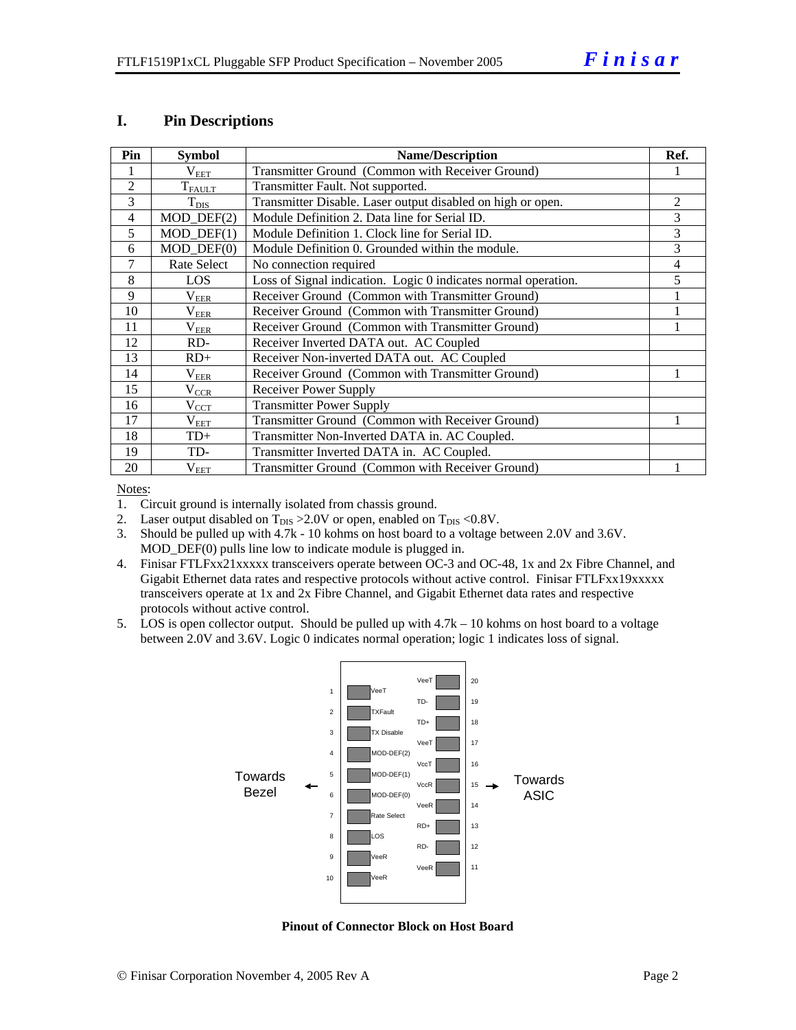## I. Pin Descriptions

| Pin | Symbol | Name/Description | Ref. |
|---|---|---|---|
| 1 | $V_{EET}$ | Transmitter Ground (Common with Receiver Ground) | 1 |
| 2 | $T_{FAULT}$ | Transmitter Fault. Not supported. | |
| 3 | $T_{DIS}$ | Transmitter Disable. Laser output disabled on high or open. | 2 |
| 4 | MOD_DEF(2) | Module Definition 2. Data line for Serial ID. | 3 |
| 5 | MOD_DEF(1) | Module Definition 1. Clock line for Serial ID. | 3 |
| 6 | MOD_DEF(0) | Module Definition 0. Grounded within the module. | 3 |
| 7 | Rate Select | No connection required | 4 |
| 8 | LOS | Loss of Signal indication. Logic 0 indicates normal operation. | 5 |
| 9 | $V_{EER}$ | Receiver Ground (Common with Transmitter Ground) | 1 |
| 10 | $V_{EER}$ | Receiver Ground (Common with Transmitter Ground) | 1 |
| 11 | $V_{EER}$ | Receiver Ground (Common with Transmitter Ground) | 1 |
| 12 | RD- | Receiver Inverted DATA out. AC Coupled | |
| 13 | RD+ | Receiver Non-inverted DATA out. AC Coupled | |
| 14 | $V_{EER}$ | Receiver Ground (Common with Transmitter Ground) | 1 |
| 15 | $V_{CCR}$ | Receiver Power Supply | |
| 16 | $V_{CCT}$ | Transmitter Power Supply | |
| 17 | $V_{EET}$ | Transmitter Ground (Common with Receiver Ground) | 1 |
| 18 | TD+ | Transmitter Non-Inverted DATA in. AC Coupled. | |
| 19 | TD- | Transmitter Inverted DATA in. AC Coupled. | |
| 20 | $V_{EET}$ | Transmitter Ground (Common with Receiver Ground) | 1 |

Notes:

1. Circuit ground is internally isolated from chassis ground.
2. Laser output disabled on $T_{DIS}$ >2.0V or open, enabled on $T_{DIS}$ <0.8V.
3. Should be pulled up with 4.7k - 10 kohms on host board to a voltage between 2.0V and 3.6V. MOD_DEF(0) pulls line low to indicate module is plugged in.
4. Finisar FTLFxx21xxxxx transceivers operate between OC-3 and OC-48, 1x and 2x Fibre Channel, and Gigabit Ethernet data rates and respective protocols without active control. Finisar FTLFxx19xxxxx transceivers operate at 1x and 2x Fibre Channel, and Gigabit Ethernet data rates and respective protocols without active control.
5. LOS is open collector output. Should be pulled up with 4.7k – 10 kohms on host board to a voltage between 2.0V and 3.6V. Logic 0 indicates normal operation; logic 1 indicates loss of signal.

Towards Bezel

1 VeeT
2 TXFault
3 TX Disable
4 MOD-DEF(2)
5 MOD-DEF(1)
6 MOD-DEF(0)
7 Rate Select
8 LOS
9 VeeR
10 VeeR

20 VeeT
19 TD-
18 TD+
17 VeeT
16 VccT
15 VccR
14 VeeR
13 RD+
12 RD-
11 VeeR

Towards ASIC

**Pinout of Connector Block on Host Board**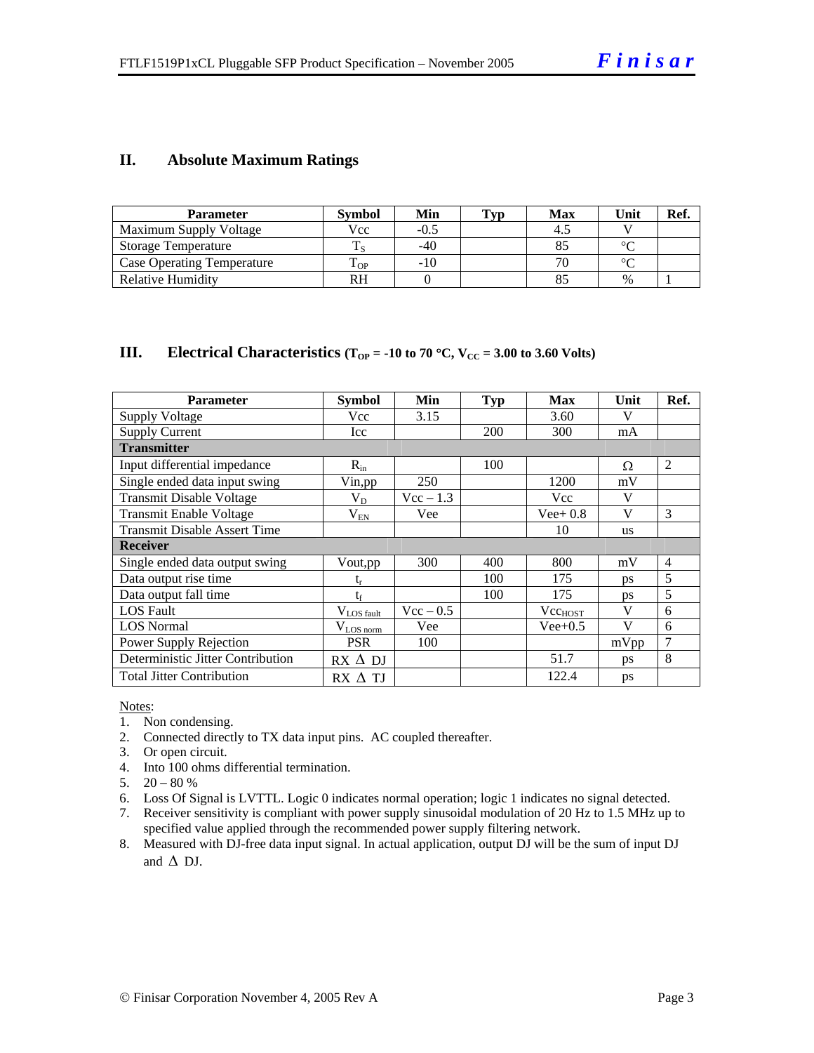## II. Absolute Maximum Ratings

| Parameter | Symbol | Min | Typ | Max | Unit | Ref. |
|---|---|---|---|---|---|---|
| Maximum Supply Voltage | Vcc | -0.5 | | 4.5 | V | |
| Storage Temperature | $T_S$ | -40 | | 85 | °C | |
| Case Operating Temperature | $T_{OP}$ | -10 | | 70 | °C | |
| Relative Humidity | RH | 0 | | 85 | % | 1 |

## III. Electrical Characteristics ($T_{OP}$ = -10 to 70 °C, $V_{CC}$ = 3.00 to 3.60 Volts)

| Parameter | Symbol | Min | Typ | Max | Unit | Ref. |
|---|---|---|---|---|---|---|
| Supply Voltage | Vcc | 3.15 | | 3.60 | V | |
| Supply Current | Icc | | 200 | 300 | mA | |
| **Transmitter** | | | | | | |
| Input differential impedance | $R_{in}$ | | 100 | | Ω | 2 |
| Single ended data input swing | Vin,pp | 250 | | 1200 | mV | |
| Transmit Disable Voltage | $V_D$ | Vcc – 1.3 | | Vcc | V | |
| Transmit Enable Voltage | $V_{EN}$ | Vee | | Vee+ 0.8 | V | 3 |
| Transmit Disable Assert Time | | | | 10 | us | |
| **Receiver** | | | | | | |
| Single ended data output swing | Vout,pp | 300 | 400 | 800 | mV | 4 |
| Data output rise time | $t_r$ | | 100 | 175 | ps | 5 |
| Data output fall time | $t_f$ | | 100 | 175 | ps | 5 |
| LOS Fault | $V_{LOS\ fault}$ | Vcc – 0.5 | | $Vcc_{HOST}$ | V | 6 |
| LOS Normal | $V_{LOS\ norm}$ | Vee | | Vee+0.5 | V | 6 |
| Power Supply Rejection | PSR | 100 | | | mVpp | 7 |
| Deterministic Jitter Contribution | RX Δ DJ | | | 51.7 | ps | 8 |
| Total Jitter Contribution | RX Δ TJ | | | 122.4 | ps | |

Notes:

1. Non condensing.
2. Connected directly to TX data input pins. AC coupled thereafter.
3. Or open circuit.
4. Into 100 ohms differential termination.
5. 20 – 80 %
6. Loss Of Signal is LVTTL. Logic 0 indicates normal operation; logic 1 indicates no signal detected.
7. Receiver sensitivity is compliant with power supply sinusoidal modulation of 20 Hz to 1.5 MHz up to specified value applied through the recommended power supply filtering network.
8. Measured with DJ-free data input signal. In actual application, output DJ will be the sum of input DJ and Δ DJ.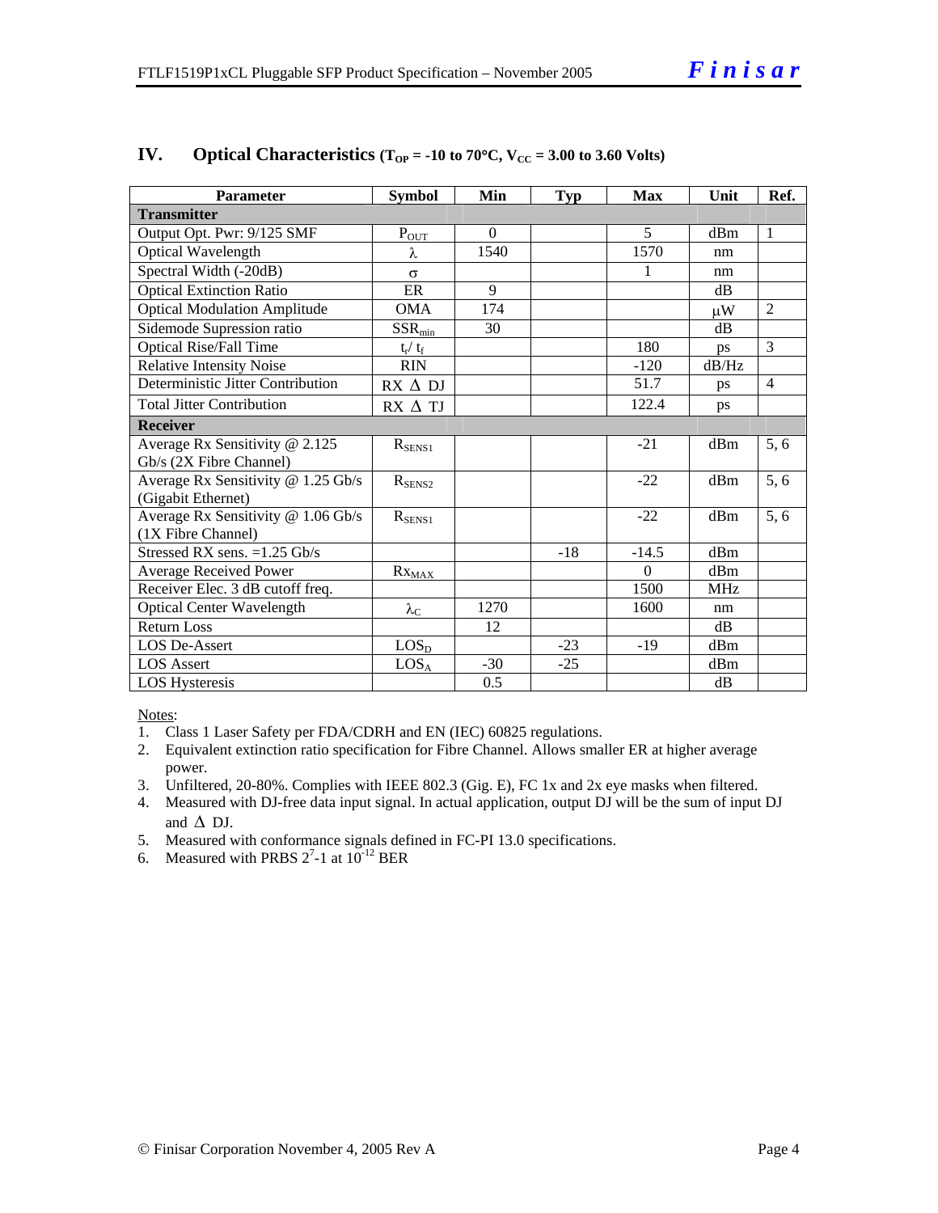## IV. Optical Characteristics ($T_{OP}$ = -10 to 70°C, $V_{CC}$ = 3.00 to 3.60 Volts)

| Parameter | Symbol | Min | Typ | Max | Unit | Ref. |
|---|---|---|---|---|---|---|
| **Transmitter** | | | | | | |
| Output Opt. Pwr: 9/125 SMF | $P_{OUT}$ | 0 | | 5 | dBm | 1 |
| Optical Wavelength | $\lambda$ | 1540 | | 1570 | nm | |
| Spectral Width (-20dB) | $\sigma$ | | | 1 | nm | |
| Optical Extinction Ratio | ER | 9 | | | dB | |
| Optical Modulation Amplitude | OMA | 174 | | | $\mu$W | 2 |
| Sidemode Supression ratio | $SSR_{min}$ | 30 | | | dB | |
| Optical Rise/Fall Time | $t_r$/ $t_f$ | | | 180 | ps | 3 |
| Relative Intensity Noise | RIN | | | -120 | dB/Hz | |
| Deterministic Jitter Contribution | RX $\Delta$ DJ | | | 51.7 | ps | 4 |
| Total Jitter Contribution | RX $\Delta$ TJ | | | 122.4 | ps | |
| **Receiver** | | | | | | |
| Average Rx Sensitivity @ 2.125 Gb/s (2X Fibre Channel) | $R_{SENS1}$ | | | -21 | dBm | 5, 6 |
| Average Rx Sensitivity @ 1.25 Gb/s (Gigabit Ethernet) | $R_{SENS2}$ | | | -22 | dBm | 5, 6 |
| Average Rx Sensitivity @ 1.06 Gb/s (1X Fibre Channel) | $R_{SENS1}$ | | | -22 | dBm | 5, 6 |
| Stressed RX sens. =1.25 Gb/s | | | -18 | -14.5 | dBm | |
| Average Received Power | $Rx_{MAX}$ | | | 0 | dBm | |
| Receiver Elec. 3 dB cutoff freq. | | | | 1500 | MHz | |
| Optical Center Wavelength | $\lambda_C$ | 1270 | | 1600 | nm | |
| Return Loss | | 12 | | | dB | |
| LOS De-Assert | $LOS_D$ | | -23 | -19 | dBm | |
| LOS Assert | $LOS_A$ | -30 | -25 | | dBm | |
| LOS Hysteresis | | 0.5 | | | dB | |

Notes:

1. Class 1 Laser Safety per FDA/CDRH and EN (IEC) 60825 regulations.
2. Equivalent extinction ratio specification for Fibre Channel. Allows smaller ER at higher average power.
3. Unfiltered, 20-80%. Complies with IEEE 802.3 (Gig. E), FC 1x and 2x eye masks when filtered.
4. Measured with DJ-free data input signal. In actual application, output DJ will be the sum of input DJ and $\Delta$ DJ.
5. Measured with conformance signals defined in FC-PI 13.0 specifications.
6. Measured with PRBS $2^7$-1 at $10^{-12}$ BER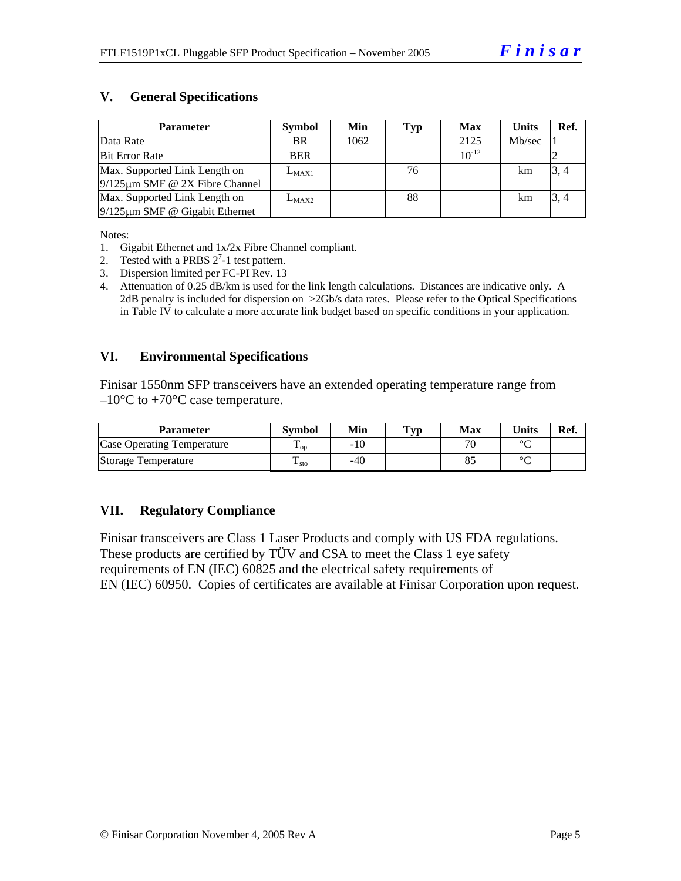## V. General Specifications

| Parameter | Symbol | Min | Typ | Max | Units | Ref. |
|---|---|---|---|---|---|---|
| Data Rate | BR | 1062 | | 2125 | Mb/sec | 1 |
| Bit Error Rate | BER | | | $10^{-12}$ | | 2 |
| Max. Supported Link Length on 9/125μm SMF @ 2X Fibre Channel | $L_{MAX1}$ | | 76 | | km | 3, 4 |
| Max. Supported Link Length on 9/125μm SMF @ Gigabit Ethernet | $L_{MAX2}$ | | 88 | | km | 3, 4 |

Notes:

1. Gigabit Ethernet and 1x/2x Fibre Channel compliant.
2. Tested with a PRBS $2^7$-1 test pattern.
3. Dispersion limited per FC-PI Rev. 13
4. Attenuation of 0.25 dB/km is used for the link length calculations. Distances are indicative only. A 2dB penalty is included for dispersion on >2Gb/s data rates. Please refer to the Optical Specifications in Table IV to calculate a more accurate link budget based on specific conditions in your application.

## VI. Environmental Specifications

Finisar 1550nm SFP transceivers have an extended operating temperature range from –10°C to +70°C case temperature.

| Parameter | Symbol | Min | Typ | Max | Units | Ref. |
|---|---|---|---|---|---|---|
| Case Operating Temperature | $T_{op}$ | -10 | | 70 | °C | |
| Storage Temperature | $T_{sto}$ | -40 | | 85 | °C | |

## VII. Regulatory Compliance

Finisar transceivers are Class 1 Laser Products and comply with US FDA regulations. These products are certified by TÜV and CSA to meet the Class 1 eye safety requirements of EN (IEC) 60825 and the electrical safety requirements of EN (IEC) 60950. Copies of certificates are available at Finisar Corporation upon request.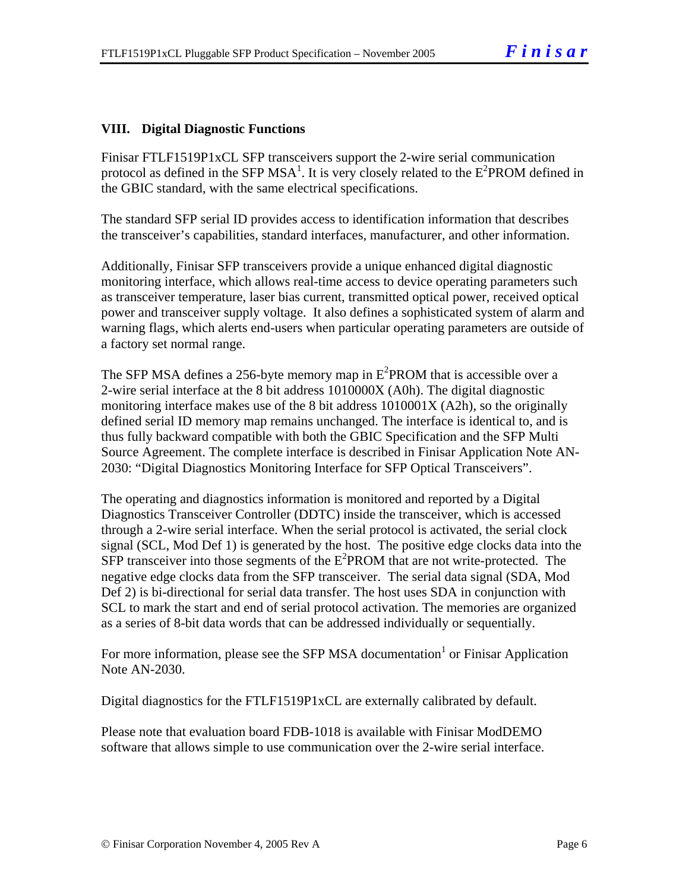## VIII. Digital Diagnostic Functions

Finisar FTLF1519P1xCL SFP transceivers support the 2-wire serial communication protocol as defined in the SFP MSA[1]. It is very closely related to the $E^2$PROM defined in the GBIC standard, with the same electrical specifications.

The standard SFP serial ID provides access to identification information that describes the transceiver's capabilities, standard interfaces, manufacturer, and other information.

Additionally, Finisar SFP transceivers provide a unique enhanced digital diagnostic monitoring interface, which allows real-time access to device operating parameters such as transceiver temperature, laser bias current, transmitted optical power, received optical power and transceiver supply voltage. It also defines a sophisticated system of alarm and warning flags, which alerts end-users when particular operating parameters are outside of a factory set normal range.

The SFP MSA defines a 256-byte memory map in $E^2$PROM that is accessible over a 2-wire serial interface at the 8 bit address 1010000X (A0h). The digital diagnostic monitoring interface makes use of the 8 bit address 1010001X (A2h), so the originally defined serial ID memory map remains unchanged. The interface is identical to, and is thus fully backward compatible with both the GBIC Specification and the SFP Multi Source Agreement. The complete interface is described in Finisar Application Note AN-2030: "Digital Diagnostics Monitoring Interface for SFP Optical Transceivers".

The operating and diagnostics information is monitored and reported by a Digital Diagnostics Transceiver Controller (DDTC) inside the transceiver, which is accessed through a 2-wire serial interface. When the serial protocol is activated, the serial clock signal (SCL, Mod Def 1) is generated by the host. The positive edge clocks data into the SFP transceiver into those segments of the $E^2$PROM that are not write-protected. The negative edge clocks data from the SFP transceiver. The serial data signal (SDA, Mod Def 2) is bi-directional for serial data transfer. The host uses SDA in conjunction with SCL to mark the start and end of serial protocol activation. The memories are organized as a series of 8-bit data words that can be addressed individually or sequentially.

For more information, please see the SFP MSA documentation[1] or Finisar Application Note AN-2030.

Digital diagnostics for the FTLF1519P1xCL are externally calibrated by default.

Please note that evaluation board FDB-1018 is available with Finisar ModDEMO software that allows simple to use communication over the 2-wire serial interface.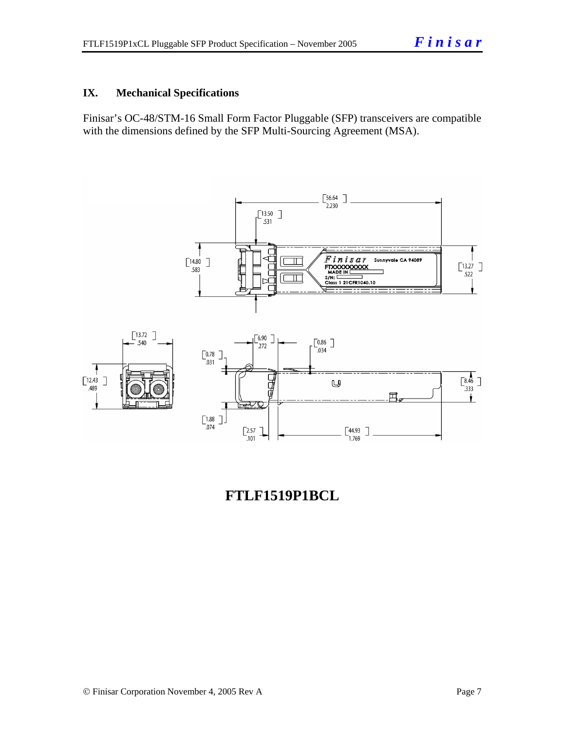## IX. Mechanical Specifications

Finisar's OC-48/STM-16 Small Form Factor Pluggable (SFP) transceivers are compatible with the dimensions defined by the SFP Multi-Sourcing Agreement (MSA).

56.64
2.230

13.50
.531

14.80
.583

13.27
.522

Finisar Sunnyvale CA 94089
FTXXXXXXXXX
MADE IN
S/N:
Class 1 21CFR1040.10

13.72
.540

12.43
.489

6.90
.272

0.86
.034

0.78
.031

8.46
.333

1.88
.074

2.57
.101

44.93
1.769

**FTLF1519P1BCL**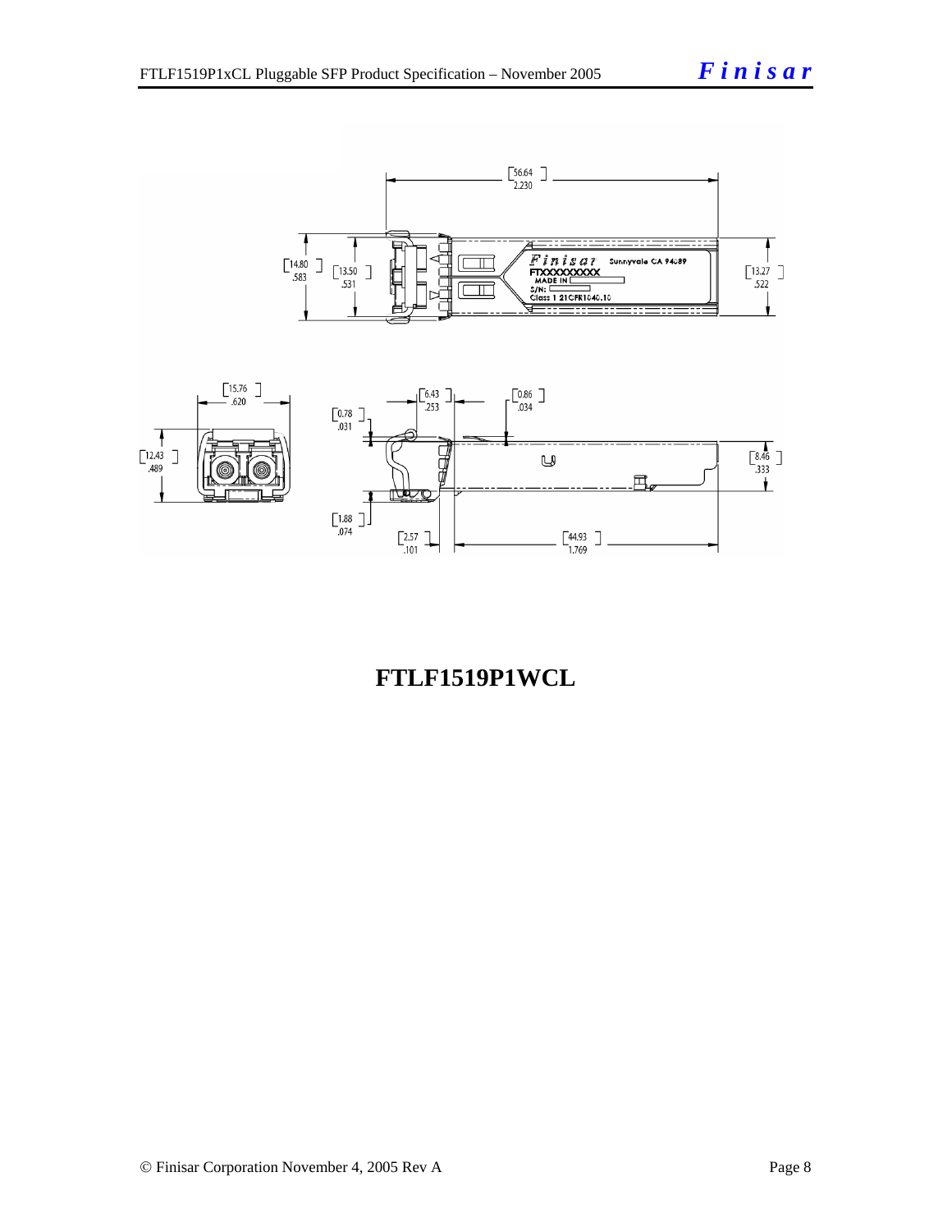56.64
2.230

14.80
.583

13.50
.531

13.27
.522

Finisar Sunnyvale CA 94089
FTXXXXXXXXX
MADE IN
S/N:
Class 1 21CFR1040.10

15.76
.620

12.43
.489

6.43
.253

0.86
.034

0.78
.031

8.46
.333

1.88
.074

2.57
.101

44.93
1.769

**FTLF1519P1WCL**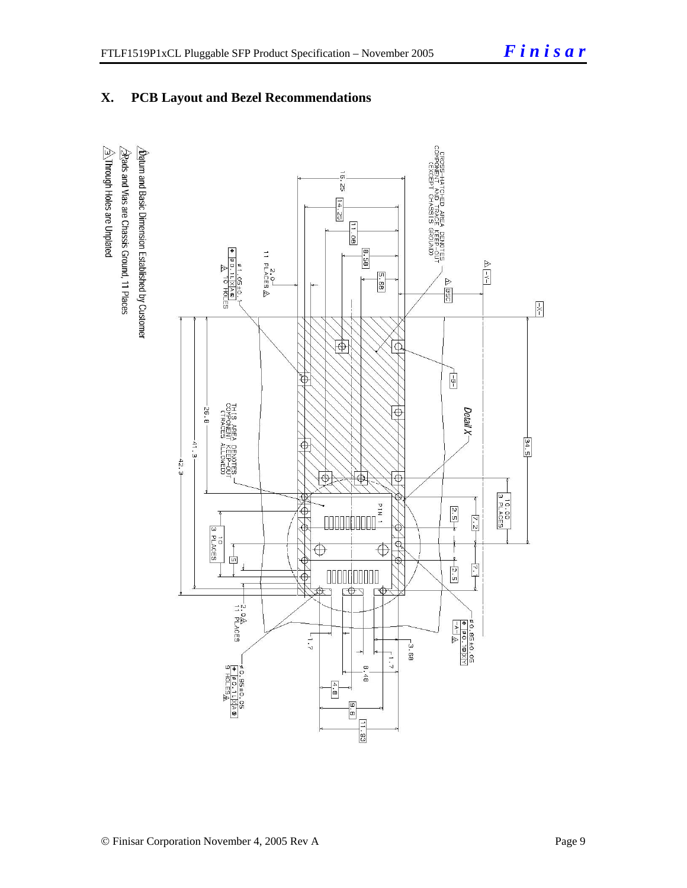## X. PCB Layout and Bezel Recommendations

CROSS-HATCHED AREA DENOTES COMPONENT AND TRACE KEEP-OUT (EXCEPT CHASSIS GROUND)

THIS AREA DENOTES COMPONENT KEEP-OUT (TRACES ALLOWED)

Detail X

PIN 1

Ø 1.05±0.1, 16 HOLES

Ø 0.85±0.05, 9 HOLES

Ø 0.85±0.05

2.0, 11 PLACES

10, 3 PLACES

10.00, 3 PLACES

1. Datum and Basic Dimension Established by Customer
2. Pads and Vias are Chassis Ground, 11 Places
3. Through Holes are Unplated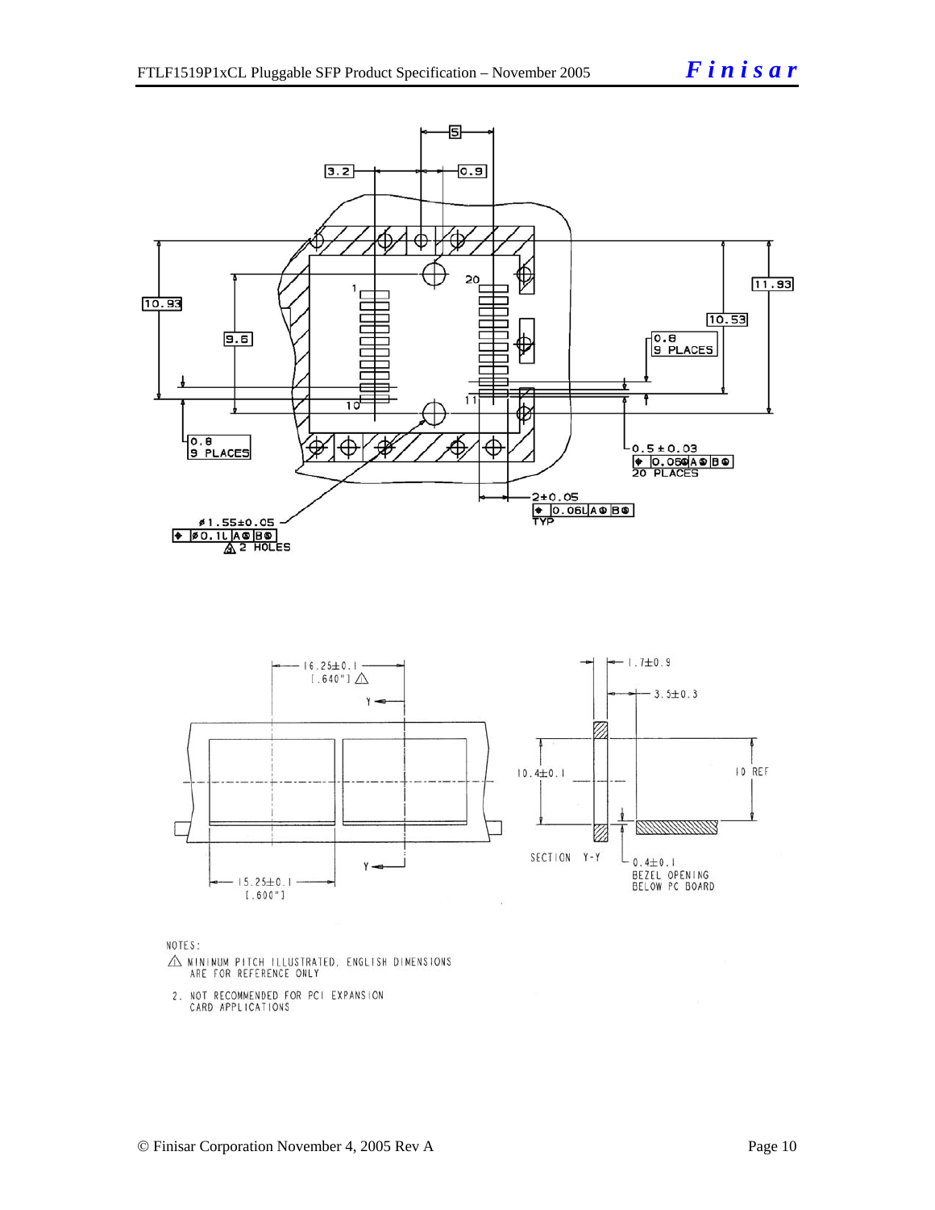3.2

5

0.9

10.93

9.6

1

20

10

11

0.8
9 PLACES

11.93

10.53

0.8
9 PLACES

0.5 ± 0.03
⌖ 0.06Ⓜ A Ⓢ B Ⓢ
20 PLACES

2±0.05
⌖ 0.06L A Ⓢ B Ⓢ
TYP

ø1.55±0.05
⌖ ø0.1L A Ⓢ B Ⓢ
2 HOLES

16.25±0.1
[.640"]

Y

Y

15.25±0.1
[.600"]

1.7±0.9

3.5±0.3

10.4±0.1

10 REF

SECTION Y-Y

0.4±0.1
BEZEL OPENING
BELOW PC BOARD

NOTES:

1. MINIMUM PITCH ILLUSTRATED, ENGLISH DIMENSIONS ARE FOR REFERENCE ONLY
2. NOT RECOMMENDED FOR PCI EXPANSION CARD APPLICATIONS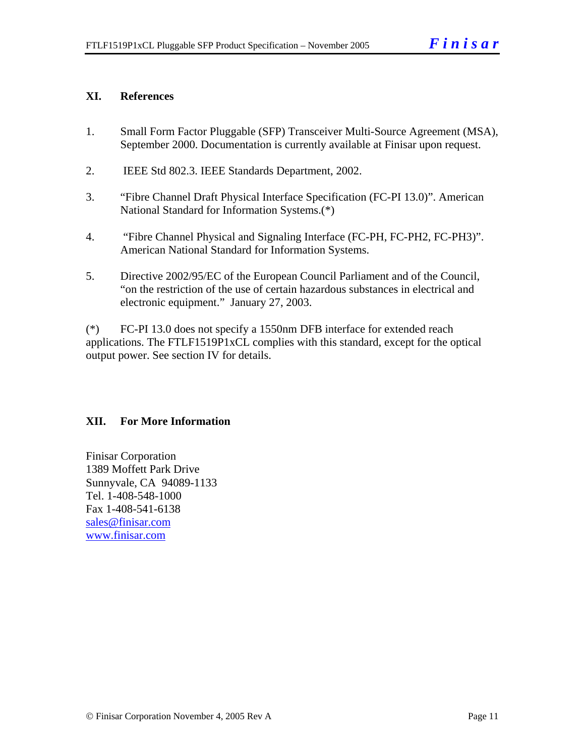## XI. References

1. Small Form Factor Pluggable (SFP) Transceiver Multi-Source Agreement (MSA), September 2000. Documentation is currently available at Finisar upon request.

2. IEEE Std 802.3. IEEE Standards Department, 2002.

3. "Fibre Channel Draft Physical Interface Specification (FC-PI 13.0)". American National Standard for Information Systems.(*)

4. "Fibre Channel Physical and Signaling Interface (FC-PH, FC-PH2, FC-PH3)". American National Standard for Information Systems.

5. Directive 2002/95/EC of the European Council Parliament and of the Council, "on the restriction of the use of certain hazardous substances in electrical and electronic equipment." January 27, 2003.

(*) FC-PI 13.0 does not specify a 1550nm DFB interface for extended reach applications. The FTLF1519P1xCL complies with this standard, except for the optical output power. See section IV for details.

## XII. For More Information

Finisar Corporation
1389 Moffett Park Drive
Sunnyvale, CA 94089-1133
Tel. 1-408-548-1000
Fax 1-408-541-6138
sales@finisar.com
www.finisar.com